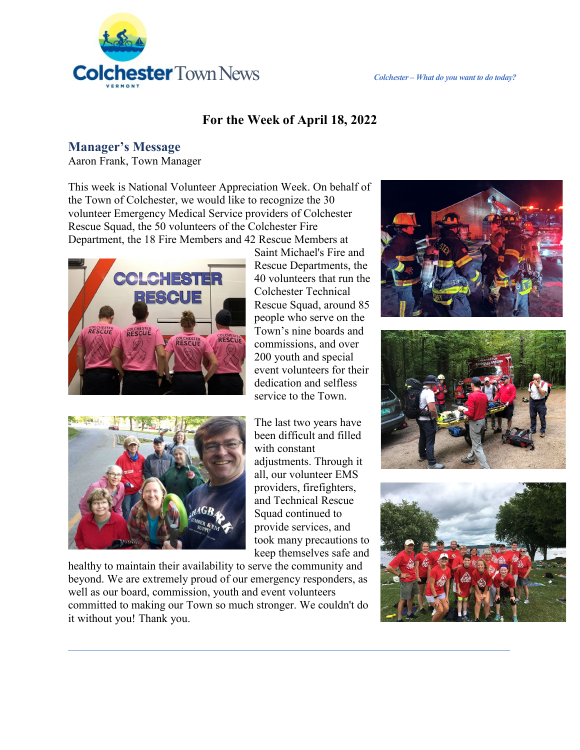# Colchester Town News

*Colchester – What do you want to do today?*

## For the Week of April 18, 2022

### Manager's Message

Aaron Frank, Town Manager

This week is National Volunteer Appreciation Week. On behalf of the Town of Colchester, we would like to recognize the 30 volunteer Emergency Medical Service providers of Colchester Rescue Squad, the 50 volunteers of the Colchester Fire Department, the 18 Fire Members and 42 Rescue Members at Saint Michael's Fire and Rescue Departments, the 40 volunteers that run the Colchester Technical Rescue Squad, around 85 people who serve on the Town's nine boards and commissions, and over 200 youth and special event volunteers for their dedication and selfless service to the Town.

The last two years have been difficult and filled with constant adjustments. Through it all, our volunteer EMS providers, firefighters, and Technical Rescue Squad continued to provide services, and took many precautions to keep themselves safe and healthy to maintain their availability to serve the community and beyond. We are extremely proud of our emergency responders, as well as our board, commission, youth and event volunteers committed to making our Town so much stronger. We couldn't do it without you! Thank you.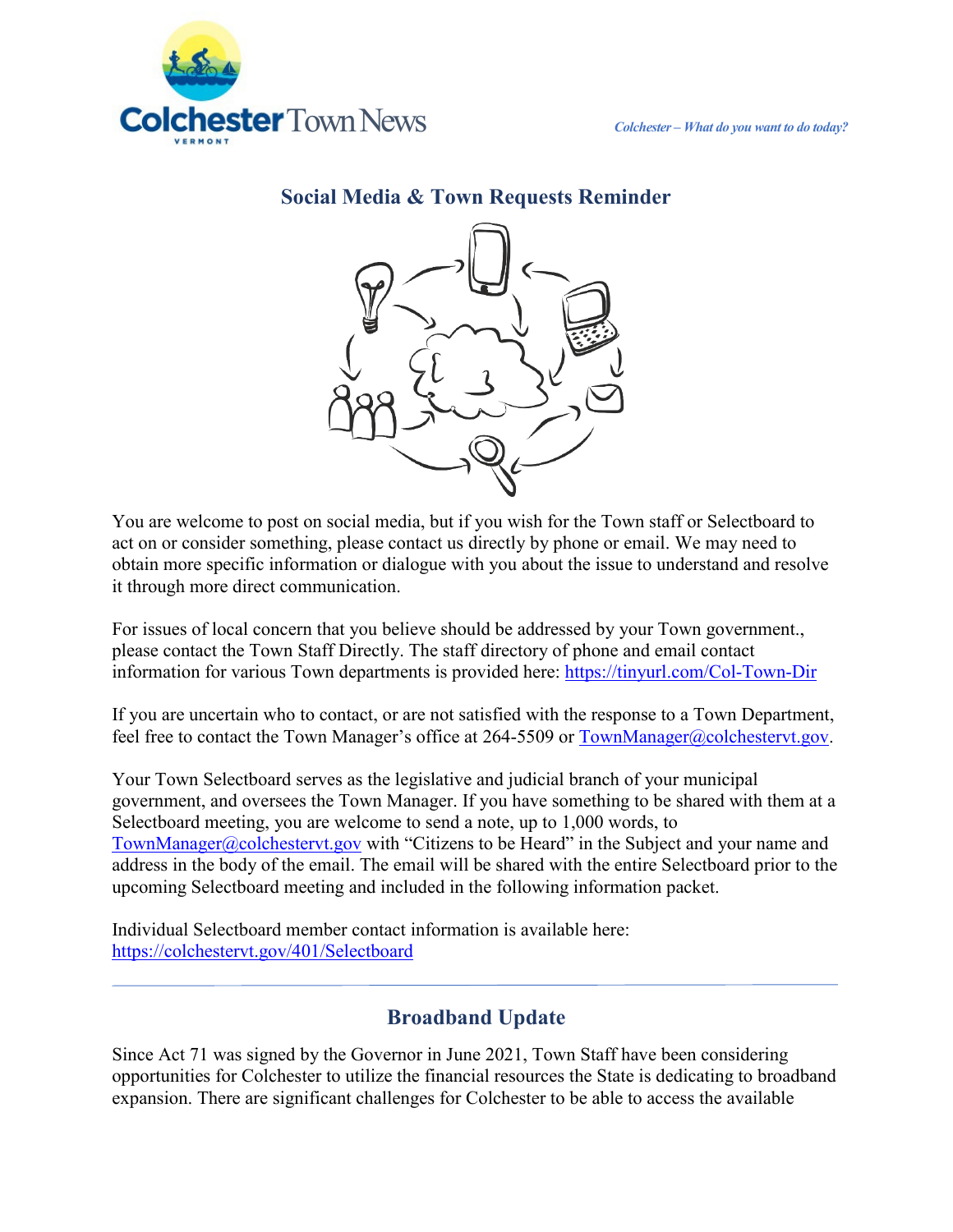## Social Media & Town Requests Reminder

You are welcome to post on social media, but if you wish for the Town staff or Selectboard to act on or consider something, please contact us directly by phone or email. We may need to obtain more specific information or dialogue with you about the issue to understand and resolve it through more direct communication.

For issues of local concern that you believe should be addressed by your Town government., please contact the Town Staff Directly. The staff directory of phone and email contact information for various Town departments is provided here: https://tinyurl.com/Col-Town-Dir

If you are uncertain who to contact, or are not satisfied with the response to a Town Department, feel free to contact the Town Manager's office at 264-5509 or TownManager@colchestervt.gov.

Your Town Selectboard serves as the legislative and judicial branch of your municipal government, and oversees the Town Manager. If you have something to be shared with them at a Selectboard meeting, you are welcome to send a note, up to 1,000 words, to TownManager@colchestervt.gov with "Citizens to be Heard" in the Subject and your name and address in the body of the email. The email will be shared with the entire Selectboard prior to the upcoming Selectboard meeting and included in the following information packet.

Individual Selectboard member contact information is available here: https://colchestervt.gov/401/Selectboard

---

## Broadband Update

Since Act 71 was signed by the Governor in June 2021, Town Staff have been considering opportunities for Colchester to utilize the financial resources the State is dedicating to broadband expansion. There are significant challenges for Colchester to be able to access the available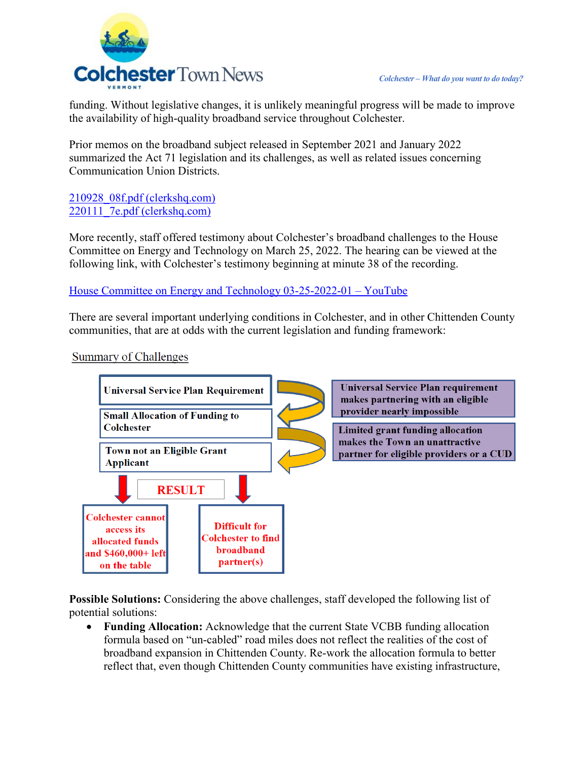funding. Without legislative changes, it is unlikely meaningful progress will be made to improve the availability of high-quality broadband service throughout Colchester.

Prior memos on the broadband subject released in September 2021 and January 2022 summarized the Act 71 legislation and its challenges, as well as related issues concerning Communication Union Districts.

[210928_08f.pdf (clerkshq.com)](210928_08f.pdf)
[220111_7e.pdf (clerkshq.com)](220111_7e.pdf)

More recently, staff offered testimony about Colchester's broadband challenges to the House Committee on Energy and Technology on March 25, 2022. The hearing can be viewed at the following link, with Colchester's testimony beginning at minute 38 of the recording.

[House Committee on Energy and Technology 03-25-2022-01 – YouTube]()

There are several important underlying conditions in Colchester, and in other Chittenden County communities, that are at odds with the current legislation and funding framework:

Summary of Challenges

**Universal Service Plan Requirement** → **Universal Service Plan requirement makes partnering with an eligible provider nearly impossible**

**Small Allocation of Funding to Colchester** → **Limited grant funding allocation makes the Town an unattractive partner for eligible providers or a CUD**

**Town not an Eligible Grant Applicant**

**RESULT**

**Colchester cannot access its allocated funds and $460,000+ left on the table**

**Difficult for Colchester to find broadband partner(s)**

**Possible Solutions:** Considering the above challenges, staff developed the following list of potential solutions:

- **Funding Allocation:** Acknowledge that the current State VCBB funding allocation formula based on "un-cabled" road miles does not reflect the realities of the cost of broadband expansion in Chittenden County. Re-work the allocation formula to better reflect that, even though Chittenden County communities have existing infrastructure,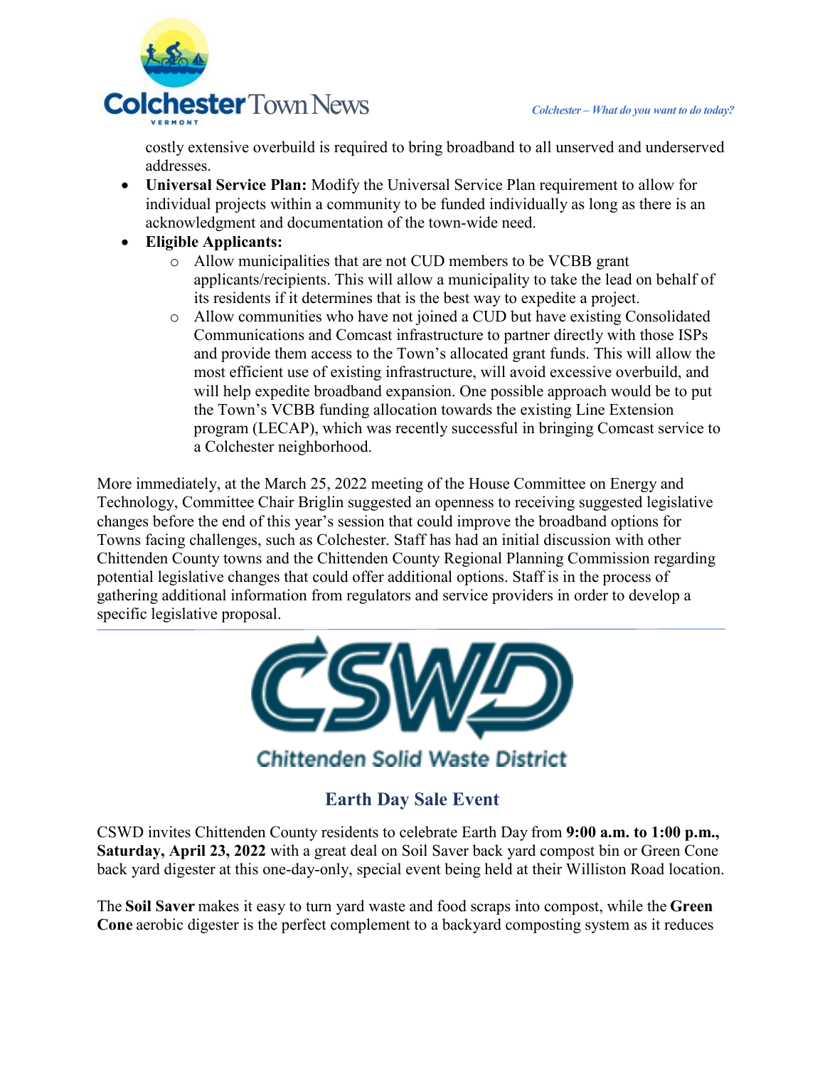costly extensive overbuild is required to bring broadband to all unserved and underserved addresses.

- **Universal Service Plan:** Modify the Universal Service Plan requirement to allow for individual projects within a community to be funded individually as long as there is an acknowledgment and documentation of the town-wide need.
- **Eligible Applicants:**
  - Allow municipalities that are not CUD members to be VCBB grant applicants/recipients. This will allow a municipality to take the lead on behalf of its residents if it determines that is the best way to expedite a project.
  - Allow communities who have not joined a CUD but have existing Consolidated Communications and Comcast infrastructure to partner directly with those ISPs and provide them access to the Town's allocated grant funds. This will allow the most efficient use of existing infrastructure, will avoid excessive overbuild, and will help expedite broadband expansion. One possible approach would be to put the Town's VCBB funding allocation towards the existing Line Extension program (LECAP), which was recently successful in bringing Comcast service to a Colchester neighborhood.

More immediately, at the March 25, 2022 meeting of the House Committee on Energy and Technology, Committee Chair Briglin suggested an openness to receiving suggested legislative changes before the end of this year's session that could improve the broadband options for Towns facing challenges, such as Colchester. Staff has had an initial discussion with other Chittenden County towns and the Chittenden County Regional Planning Commission regarding potential legislative changes that could offer additional options. Staff is in the process of gathering additional information from regulators and service providers in order to develop a specific legislative proposal.

---

CSWD

Chittenden Solid Waste District

## Earth Day Sale Event

CSWD invites Chittenden County residents to celebrate Earth Day from **9:00 a.m. to 1:00 p.m., Saturday, April 23, 2022** with a great deal on Soil Saver back yard compost bin or Green Cone back yard digester at this one-day-only, special event being held at their Williston Road location.

The **Soil Saver** makes it easy to turn yard waste and food scraps into compost, while the **Green Cone** aerobic digester is the perfect complement to a backyard composting system as it reduces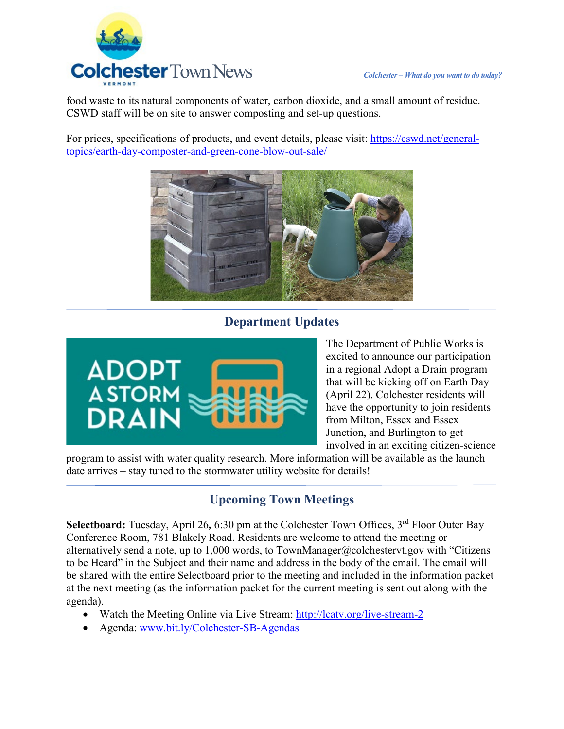food waste to its natural components of water, carbon dioxide, and a small amount of residue. CSWD staff will be on site to answer composting and set-up questions.

For prices, specifications of products, and event details, please visit: [https://cswd.net/general-topics/earth-day-composter-and-green-cone-blow-out-sale/](https://cswd.net/general-topics/earth-day-composter-and-green-cone-blow-out-sale/)

## Department Updates

The Department of Public Works is excited to announce our participation in a regional Adopt a Drain program that will be kicking off on Earth Day (April 22). Colchester residents will have the opportunity to join residents from Milton, Essex and Essex Junction, and Burlington to get involved in an exciting citizen-science program to assist with water quality research. More information will be available as the launch date arrives – stay tuned to the stormwater utility website for details!

## Upcoming Town Meetings

**Selectboard:** Tuesday, April 26**,** 6:30 pm at the Colchester Town Offices, 3rd Floor Outer Bay Conference Room, 781 Blakely Road. Residents are welcome to attend the meeting or alternatively send a note, up to 1,000 words, to TownManager@colchestervt.gov with "Citizens to be Heard" in the Subject and their name and address in the body of the email. The email will be shared with the entire Selectboard prior to the meeting and included in the information packet at the next meeting (as the information packet for the current meeting is sent out along with the agenda).

- Watch the Meeting Online via Live Stream: [http://lcatv.org/live-stream-2](http://lcatv.org/live-stream-2)
- Agenda: [www.bit.ly/Colchester-SB-Agendas](www.bit.ly/Colchester-SB-Agendas)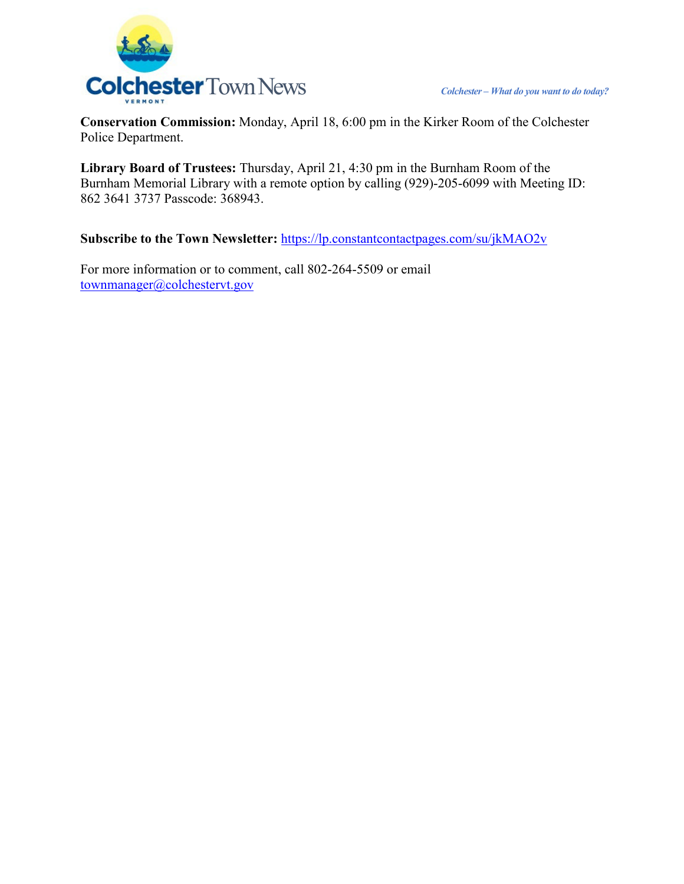**Conservation Commission:** Monday, April 18, 6:00 pm in the Kirker Room of the Colchester Police Department.

**Library Board of Trustees:** Thursday, April 21, 4:30 pm in the Burnham Room of the Burnham Memorial Library with a remote option by calling (929)-205-6099 with Meeting ID: 862 3641 3737 Passcode: 368943.

**Subscribe to the Town Newsletter:** https://lp.constantcontactpages.com/su/jkMAO2v

For more information or to comment, call 802-264-5509 or email townmanager@colchestervt.gov